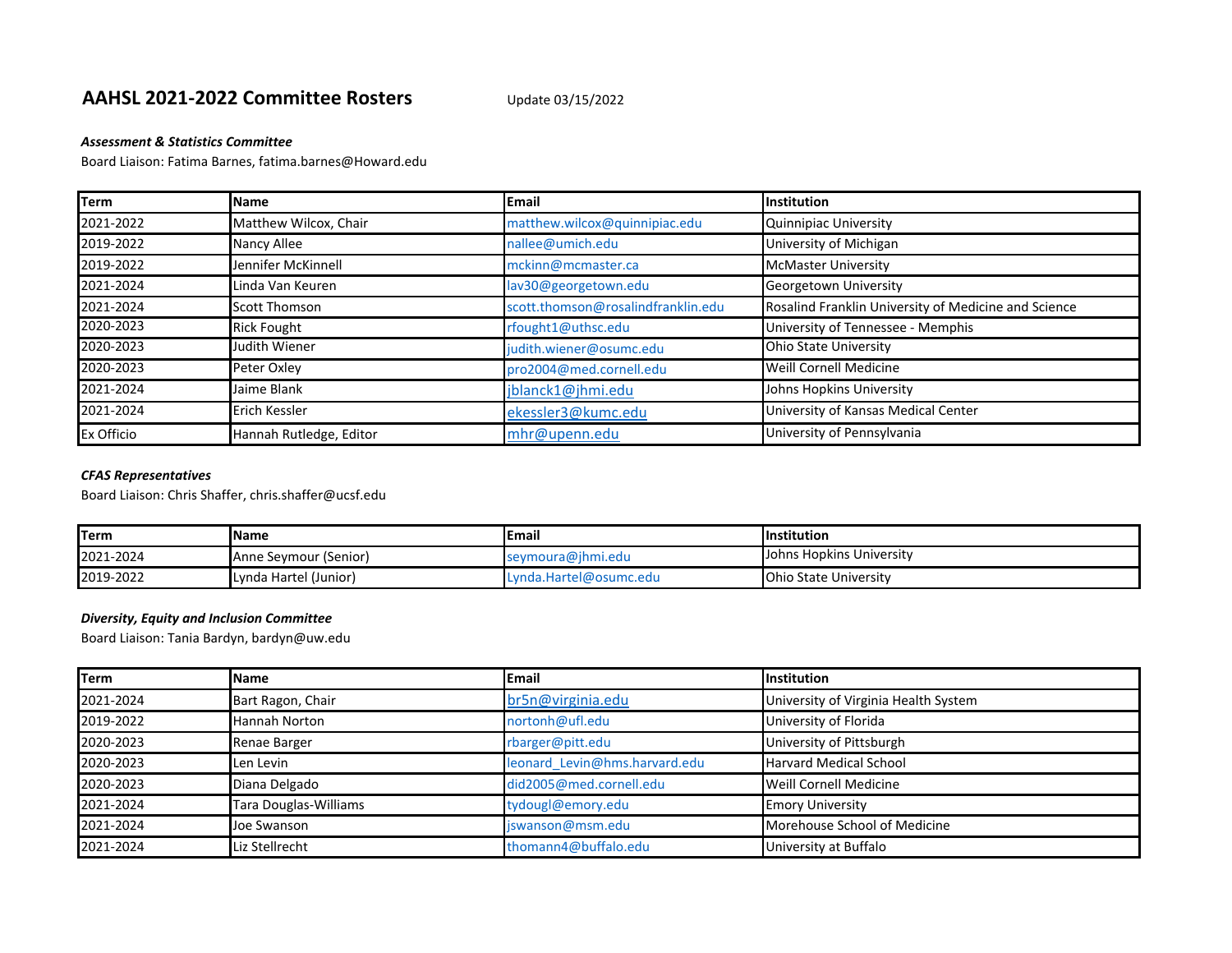# AAHSL 2021-2022 Committee Rosters

Update 03/15/2022

***Assessment & Statistics Committee***

Board Liaison: Fatima Barnes, fatima.barnes@Howard.edu

| Term | Name | Email | Institution |
|---|---|---|---|
| 2021-2022 | Matthew Wilcox, Chair | matthew.wilcox@quinnipiac.edu | Quinnipiac University |
| 2019-2022 | Nancy Allee | nallee@umich.edu | University of Michigan |
| 2019-2022 | Jennifer McKinnell | mckinn@mcmaster.ca | McMaster University |
| 2021-2024 | Linda Van Keuren | lav30@georgetown.edu | Georgetown University |
| 2021-2024 | Scott Thomson | scott.thomson@rosalindfranklin.edu | Rosalind Franklin University of Medicine and Science |
| 2020-2023 | Rick Fought | rfought1@uthsc.edu | University of Tennessee - Memphis |
| 2020-2023 | Judith Wiener | judith.wiener@osumc.edu | Ohio State University |
| 2020-2023 | Peter Oxley | pro2004@med.cornell.edu | Weill Cornell Medicine |
| 2021-2024 | Jaime Blank | jblanck1@jhmi.edu | Johns Hopkins University |
| 2021-2024 | Erich Kessler | ekessler3@kumc.edu | University of Kansas Medical Center |
| Ex Officio | Hannah Rutledge, Editor | mhr@upenn.edu | University of Pennsylvania |

***CFAS Representatives***

Board Liaison: Chris Shaffer, chris.shaffer@ucsf.edu

| Term | Name | Email | Institution |
|---|---|---|---|
| 2021-2024 | Anne Seymour (Senior) | seymoura@jhmi.edu | Johns Hopkins University |
| 2019-2022 | Lynda Hartel (Junior) | Lynda.Hartel@osumc.edu | Ohio State University |

***Diversity, Equity and Inclusion Committee***

Board Liaison: Tania Bardyn, bardyn@uw.edu

| Term | Name | Email | Institution |
|---|---|---|---|
| 2021-2024 | Bart Ragon, Chair | br5n@virginia.edu | University of Virginia Health System |
| 2019-2022 | Hannah Norton | nortonh@ufl.edu | University of Florida |
| 2020-2023 | Renae Barger | rbarger@pitt.edu | University of Pittsburgh |
| 2020-2023 | Len Levin | leonard_Levin@hms.harvard.edu | Harvard Medical School |
| 2020-2023 | Diana Delgado | did2005@med.cornell.edu | Weill Cornell Medicine |
| 2021-2024 | Tara Douglas-Williams | tydougl@emory.edu | Emory University |
| 2021-2024 | Joe Swanson | jswanson@msm.edu | Morehouse School of Medicine |
| 2021-2024 | Liz Stellrecht | thomann4@buffalo.edu | University at Buffalo |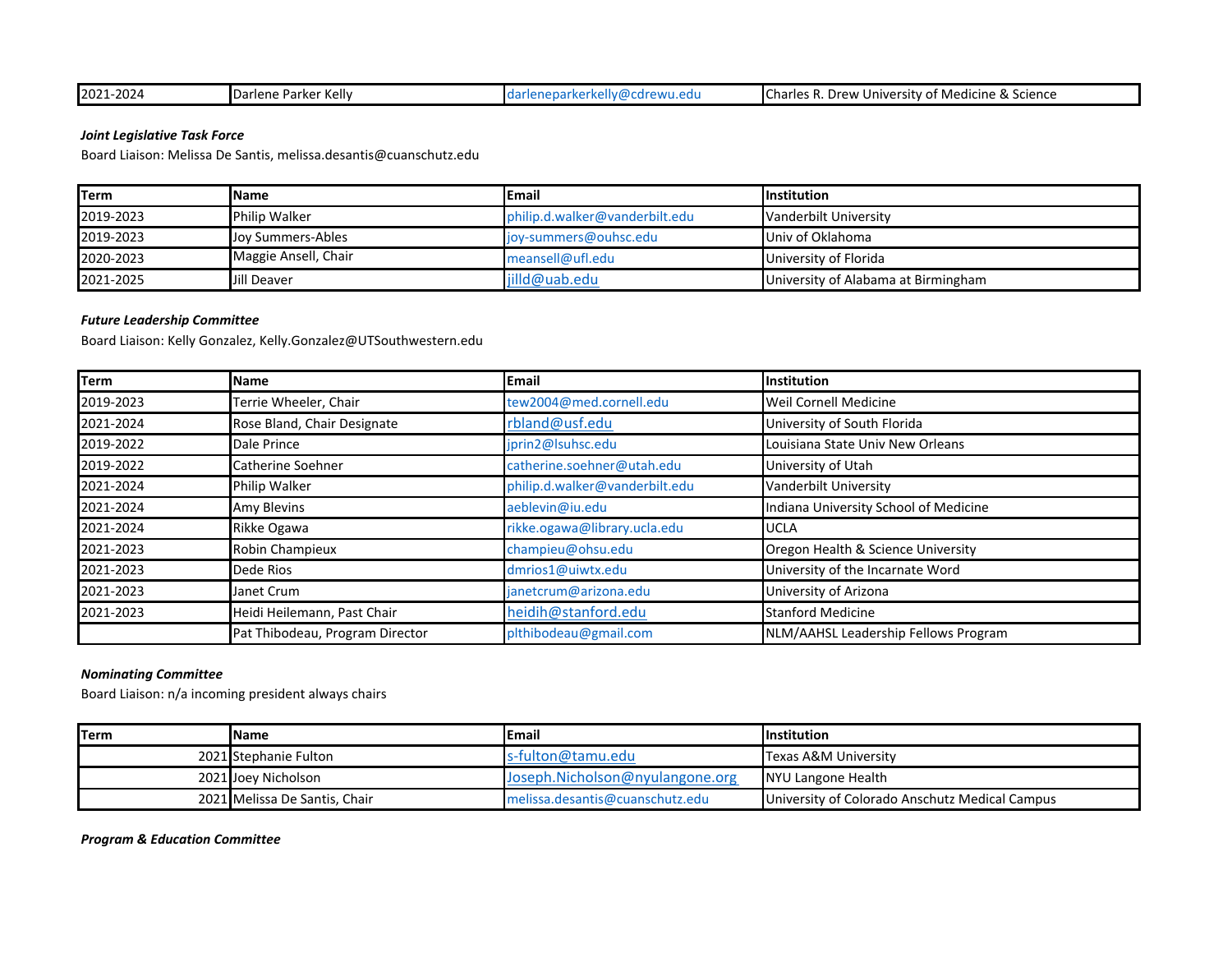| | | | |
|---|---|---|---|
| 2021-2024 | Darlene Parker Kelly | darleneparkerkelly@cdrewu.edu | Charles R. Drew University of Medicine & Science |

***Joint Legislative Task Force***

Board Liaison: Melissa De Santis, melissa.desantis@cuanschutz.edu

| Term | Name | Email | Institution |
|---|---|---|---|
| 2019-2023 | Philip Walker | philip.d.walker@vanderbilt.edu | Vanderbilt University |
| 2019-2023 | Joy Summers-Ables | joy-summers@ouhsc.edu | Univ of Oklahoma |
| 2020-2023 | Maggie Ansell, Chair | meansell@ufl.edu | University of Florida |
| 2021-2025 | Jill Deaver | jilld@uab.edu | University of Alabama at Birmingham |

***Future Leadership Committee***

Board Liaison: Kelly Gonzalez, Kelly.Gonzalez@UTSouthwestern.edu

| Term | Name | Email | Institution |
|---|---|---|---|
| 2019-2023 | Terrie Wheeler, Chair | tew2004@med.cornell.edu | Weil Cornell Medicine |
| 2021-2024 | Rose Bland, Chair Designate | rbland@usf.edu | University of South Florida |
| 2019-2022 | Dale Prince | jprin2@lsuhsc.edu | Louisiana State Univ New Orleans |
| 2019-2022 | Catherine Soehner | catherine.soehner@utah.edu | University of Utah |
| 2021-2024 | Philip Walker | philip.d.walker@vanderbilt.edu | Vanderbilt University |
| 2021-2024 | Amy Blevins | aeblevin@iu.edu | Indiana University School of Medicine |
| 2021-2024 | Rikke Ogawa | rikke.ogawa@library.ucla.edu | UCLA |
| 2021-2023 | Robin Champieux | champieu@ohsu.edu | Oregon Health & Science University |
| 2021-2023 | Dede Rios | dmrios1@uiwtx.edu | University of the Incarnate Word |
| 2021-2023 | Janet Crum | janetcrum@arizona.edu | University of Arizona |
| 2021-2023 | Heidi Heilemann, Past Chair | heidih@stanford.edu | Stanford Medicine |
| | Pat Thibodeau, Program Director | plthibodeau@gmail.com | NLM/AAHSL Leadership Fellows Program |

***Nominating Committee***

Board Liaison: n/a incoming president always chairs

| Term | Name | Email | Institution |
|---|---|---|---|
| 2021 | Stephanie Fulton | s-fulton@tamu.edu | Texas A&M University |
| 2021 | Joey Nicholson | Joseph.Nicholson@nyulangone.org | NYU Langone Health |
| 2021 | Melissa De Santis, Chair | melissa.desantis@cuanschutz.edu | University of Colorado Anschutz Medical Campus |

***Program & Education Committee***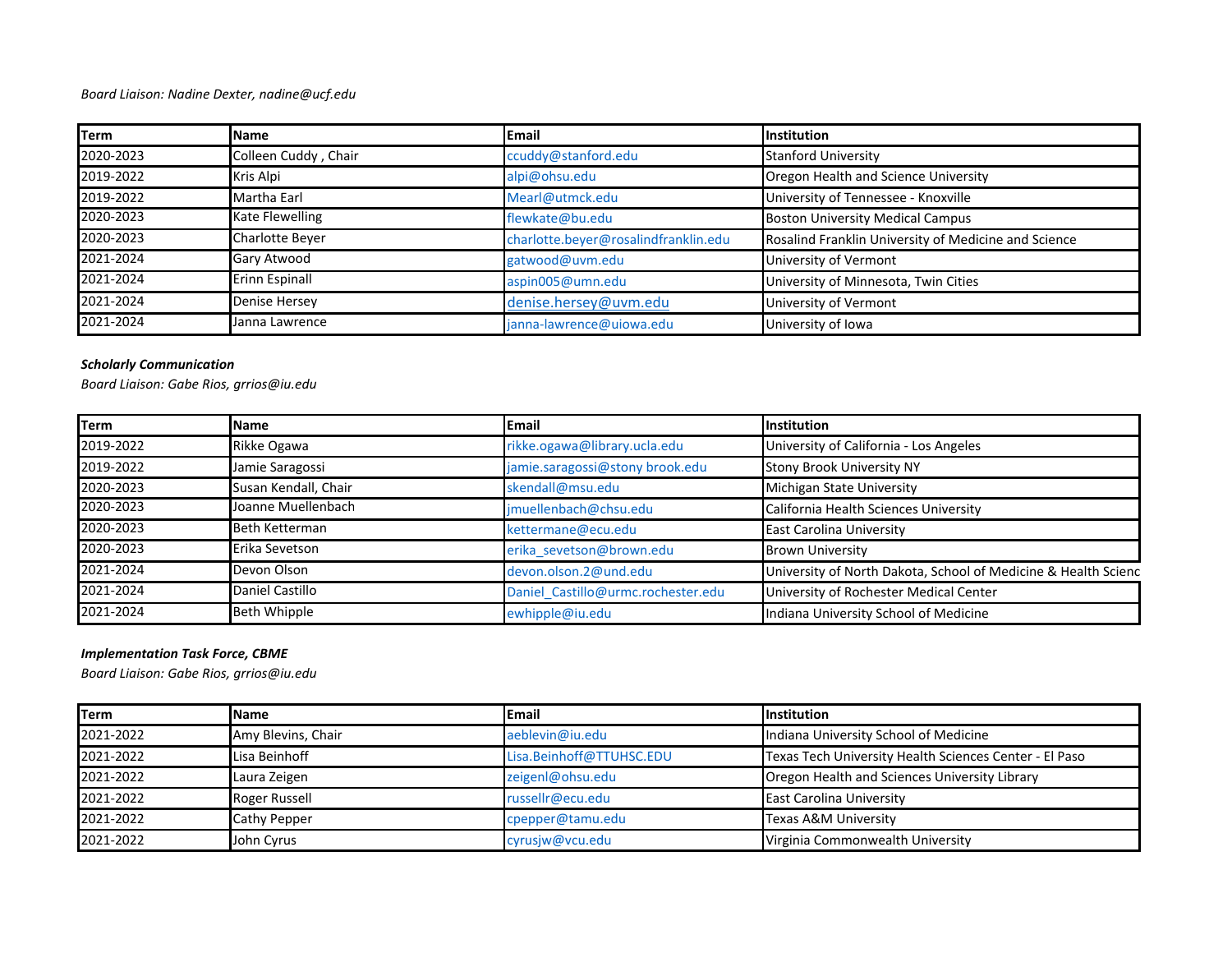*Board Liaison: Nadine Dexter, nadine@ucf.edu*

| Term | Name | Email | Institution |
|---|---|---|---|
| 2020-2023 | Colleen Cuddy , Chair | ccuddy@stanford.edu | Stanford University |
| 2019-2022 | Kris Alpi | alpi@ohsu.edu | Oregon Health and Science University |
| 2019-2022 | Martha Earl | Mearl@utmck.edu | University of Tennessee - Knoxville |
| 2020-2023 | Kate Flewelling | flewkate@bu.edu | Boston University Medical Campus |
| 2020-2023 | Charlotte Beyer | charlotte.beyer@rosalindfranklin.edu | Rosalind Franklin University of Medicine and Science |
| 2021-2024 | Gary Atwood | gatwood@uvm.edu | University of Vermont |
| 2021-2024 | Erinn Espinall | aspin005@umn.edu | University of Minnesota, Twin Cities |
| 2021-2024 | Denise Hersey | denise.hersey@uvm.edu | University of Vermont |
| 2021-2024 | Janna Lawrence | janna-lawrence@uiowa.edu | University of Iowa |

***Scholarly Communication***

*Board Liaison: Gabe Rios, grrios@iu.edu*

| Term | Name | Email | Institution |
|---|---|---|---|
| 2019-2022 | Rikke Ogawa | rikke.ogawa@library.ucla.edu | University of California - Los Angeles |
| 2019-2022 | Jamie Saragossi | jamie.saragossi@stony brook.edu | Stony Brook University NY |
| 2020-2023 | Susan Kendall, Chair | skendall@msu.edu | Michigan State University |
| 2020-2023 | Joanne Muellenbach | jmuellenbach@chsu.edu | California Health Sciences University |
| 2020-2023 | Beth Ketterman | kettermane@ecu.edu | East Carolina University |
| 2020-2023 | Erika Sevetson | erika_sevetson@brown.edu | Brown University |
| 2021-2024 | Devon Olson | devon.olson.2@und.edu | University of North Dakota, School of Medicine & Health Scienc |
| 2021-2024 | Daniel Castillo | Daniel_Castillo@urmc.rochester.edu | University of Rochester Medical Center |
| 2021-2024 | Beth Whipple | ewhipple@iu.edu | Indiana University School of Medicine |

***Implementation Task Force, CBME***

*Board Liaison: Gabe Rios, grrios@iu.edu*

| Term | Name | Email | Institution |
|---|---|---|---|
| 2021-2022 | Amy Blevins, Chair | aeblevin@iu.edu | Indiana University School of Medicine |
| 2021-2022 | Lisa Beinhoff | Lisa.Beinhoff@TTUHSC.EDU | Texas Tech University Health Sciences Center - El Paso |
| 2021-2022 | Laura Zeigen | zeigenl@ohsu.edu | Oregon Health and Sciences University Library |
| 2021-2022 | Roger Russell | russellr@ecu.edu | East Carolina University |
| 2021-2022 | Cathy Pepper | cpepper@tamu.edu | Texas A&M University |
| 2021-2022 | John Cyrus | cyrusjw@vcu.edu | Virginia Commonwealth University |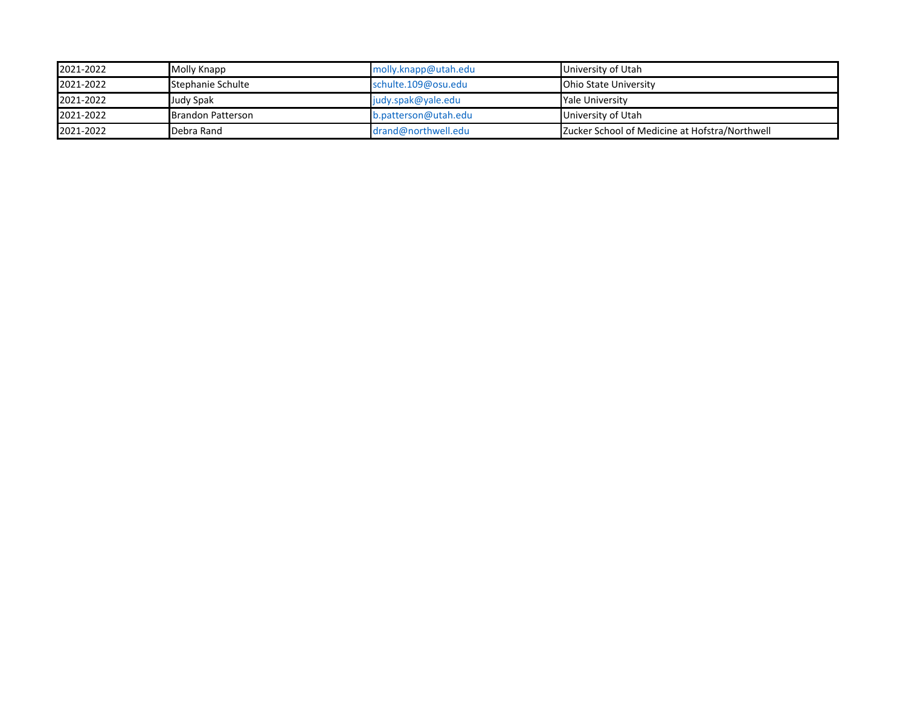| | | | |
|---|---|---|---|
| 2021-2022 | Molly Knapp | molly.knapp@utah.edu | University of Utah |
| 2021-2022 | Stephanie Schulte | schulte.109@osu.edu | Ohio State University |
| 2021-2022 | Judy Spak | judy.spak@yale.edu | Yale University |
| 2021-2022 | Brandon Patterson | b.patterson@utah.edu | University of Utah |
| 2021-2022 | Debra Rand | drand@northwell.edu | Zucker School of Medicine at Hofstra/Northwell |